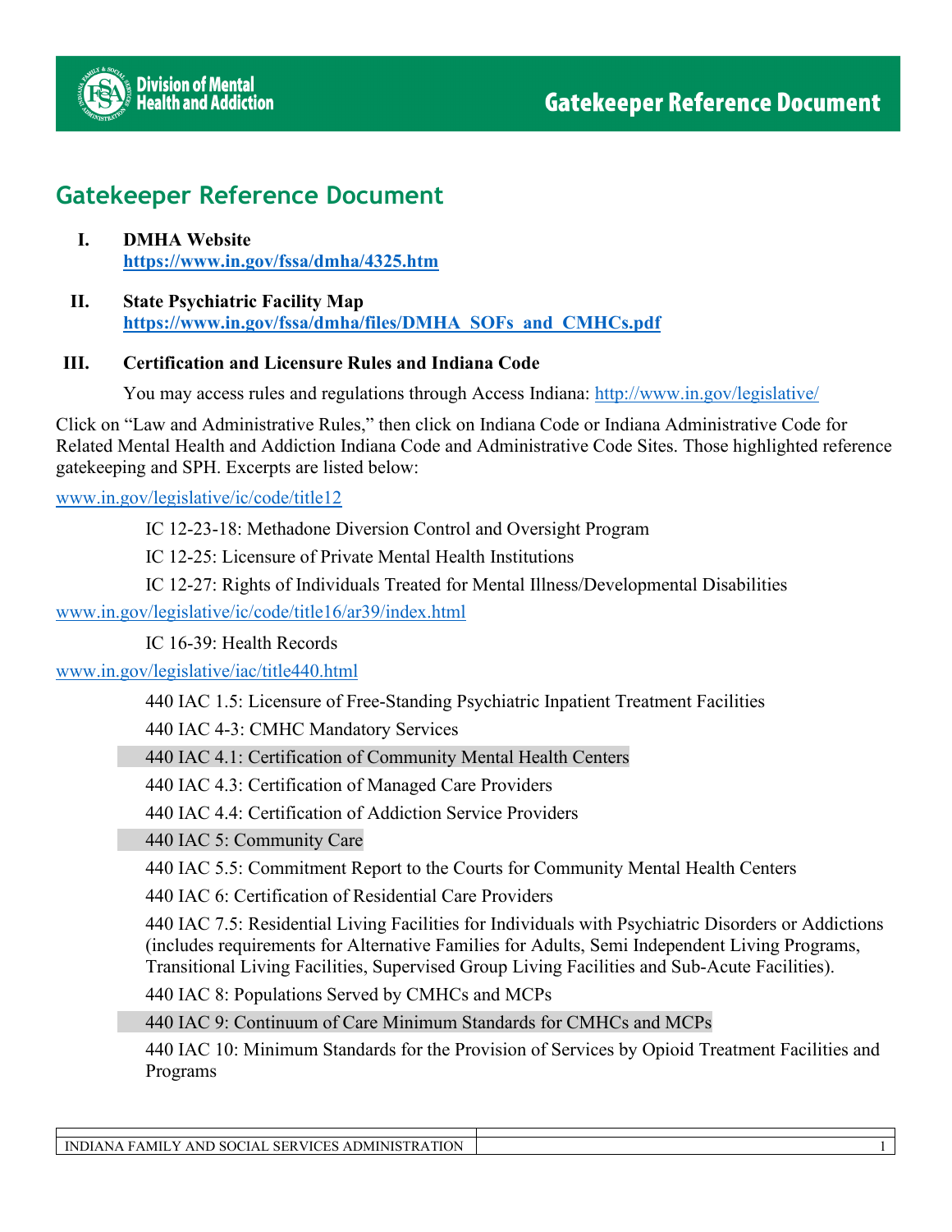# Gatekeeper Reference Document

**I. DMHA Website**
**https://www.in.gov/fssa/dmha/4325.htm**

**II. State Psychiatric Facility Map**
**https://www.in.gov/fssa/dmha/files/DMHA_SOFs_and_CMHCs.pdf**

**III. Certification and Licensure Rules and Indiana Code**

You may access rules and regulations through Access Indiana: http://www.in.gov/legislative/

Click on "Law and Administrative Rules," then click on Indiana Code or Indiana Administrative Code for Related Mental Health and Addiction Indiana Code and Administrative Code Sites. Those highlighted reference gatekeeping and SPH. Excerpts are listed below:

www.in.gov/legislative/ic/code/title12

IC 12-23-18: Methadone Diversion Control and Oversight Program

IC 12-25: Licensure of Private Mental Health Institutions

IC 12-27: Rights of Individuals Treated for Mental Illness/Developmental Disabilities

www.in.gov/legislative/ic/code/title16/ar39/index.html

IC 16-39: Health Records

www.in.gov/legislative/iac/title440.html

440 IAC 1.5: Licensure of Free-Standing Psychiatric Inpatient Treatment Facilities

440 IAC 4-3: CMHC Mandatory Services

440 IAC 4.1: Certification of Community Mental Health Centers

440 IAC 4.3: Certification of Managed Care Providers

440 IAC 4.4: Certification of Addiction Service Providers

440 IAC 5: Community Care

440 IAC 5.5: Commitment Report to the Courts for Community Mental Health Centers

440 IAC 6: Certification of Residential Care Providers

440 IAC 7.5: Residential Living Facilities for Individuals with Psychiatric Disorders or Addictions (includes requirements for Alternative Families for Adults, Semi Independent Living Programs, Transitional Living Facilities, Supervised Group Living Facilities and Sub-Acute Facilities).

440 IAC 8: Populations Served by CMHCs and MCPs

440 IAC 9: Continuum of Care Minimum Standards for CMHCs and MCPs

440 IAC 10: Minimum Standards for the Provision of Services by Opioid Treatment Facilities and Programs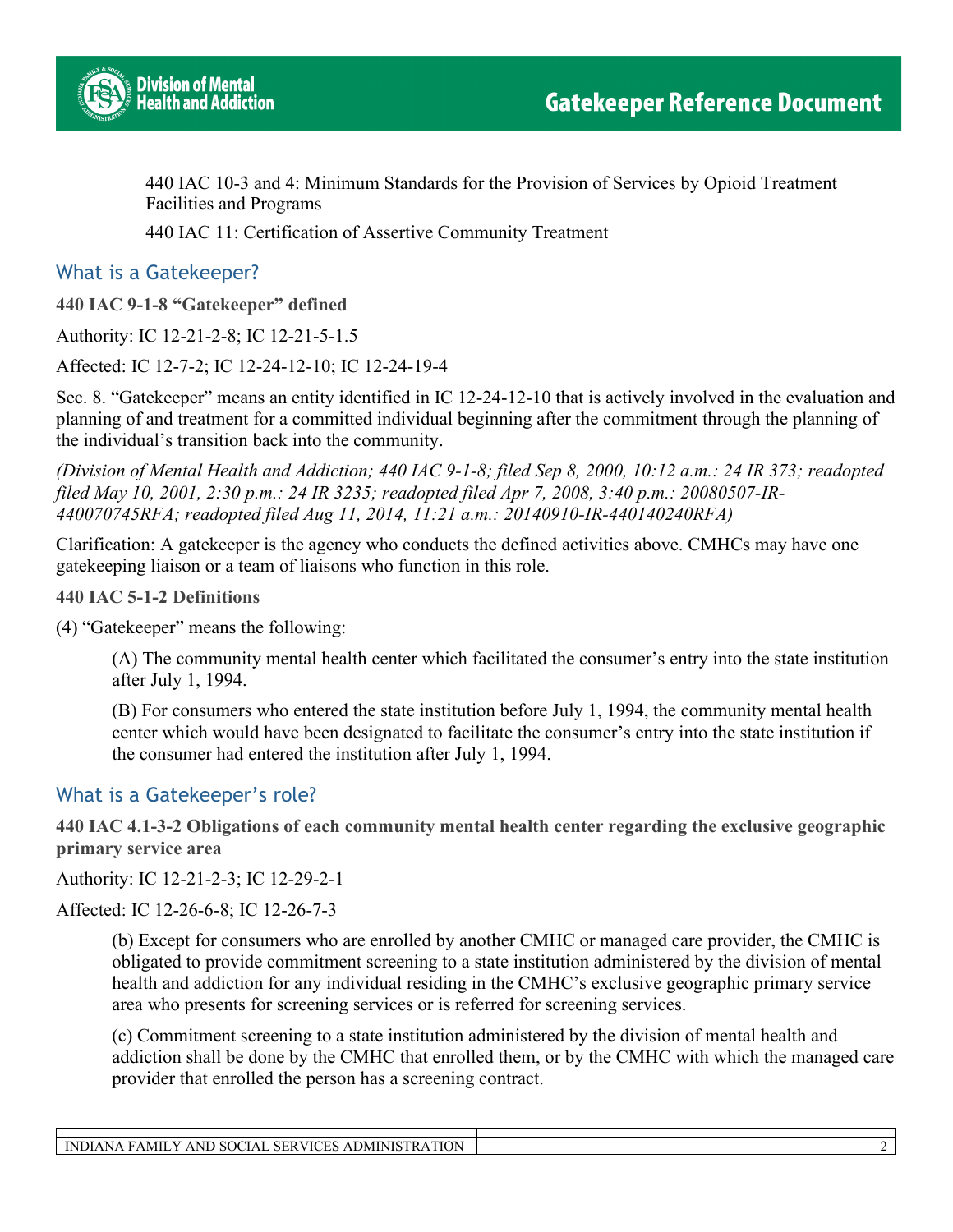440 IAC 10-3 and 4: Minimum Standards for the Provision of Services by Opioid Treatment Facilities and Programs

440 IAC 11: Certification of Assertive Community Treatment

## What is a Gatekeeper?

**440 IAC 9-1-8 "Gatekeeper" defined**

Authority: IC 12-21-2-8; IC 12-21-5-1.5

Affected: IC 12-7-2; IC 12-24-12-10; IC 12-24-19-4

Sec. 8. "Gatekeeper" means an entity identified in IC 12-24-12-10 that is actively involved in the evaluation and planning of and treatment for a committed individual beginning after the commitment through the planning of the individual's transition back into the community.

*(Division of Mental Health and Addiction; 440 IAC 9-1-8; filed Sep 8, 2000, 10:12 a.m.: 24 IR 373; readopted filed May 10, 2001, 2:30 p.m.: 24 IR 3235; readopted filed Apr 7, 2008, 3:40 p.m.: 20080507-IR-440070745RFA; readopted filed Aug 11, 2014, 11:21 a.m.: 20140910-IR-440140240RFA)*

Clarification: A gatekeeper is the agency who conducts the defined activities above. CMHCs may have one gatekeeping liaison or a team of liaisons who function in this role.

**440 IAC 5-1-2 Definitions**

(4) "Gatekeeper" means the following:

> (A) The community mental health center which facilitated the consumer's entry into the state institution after July 1, 1994.
>
> (B) For consumers who entered the state institution before July 1, 1994, the community mental health center which would have been designated to facilitate the consumer's entry into the state institution if the consumer had entered the institution after July 1, 1994.

## What is a Gatekeeper's role?

**440 IAC 4.1-3-2 Obligations of each community mental health center regarding the exclusive geographic primary service area**

Authority: IC 12-21-2-3; IC 12-29-2-1

Affected: IC 12-26-6-8; IC 12-26-7-3

> (b) Except for consumers who are enrolled by another CMHC or managed care provider, the CMHC is obligated to provide commitment screening to a state institution administered by the division of mental health and addiction for any individual residing in the CMHC's exclusive geographic primary service area who presents for screening services or is referred for screening services.
>
> (c) Commitment screening to a state institution administered by the division of mental health and addiction shall be done by the CMHC that enrolled them, or by the CMHC with which the managed care provider that enrolled the person has a screening contract.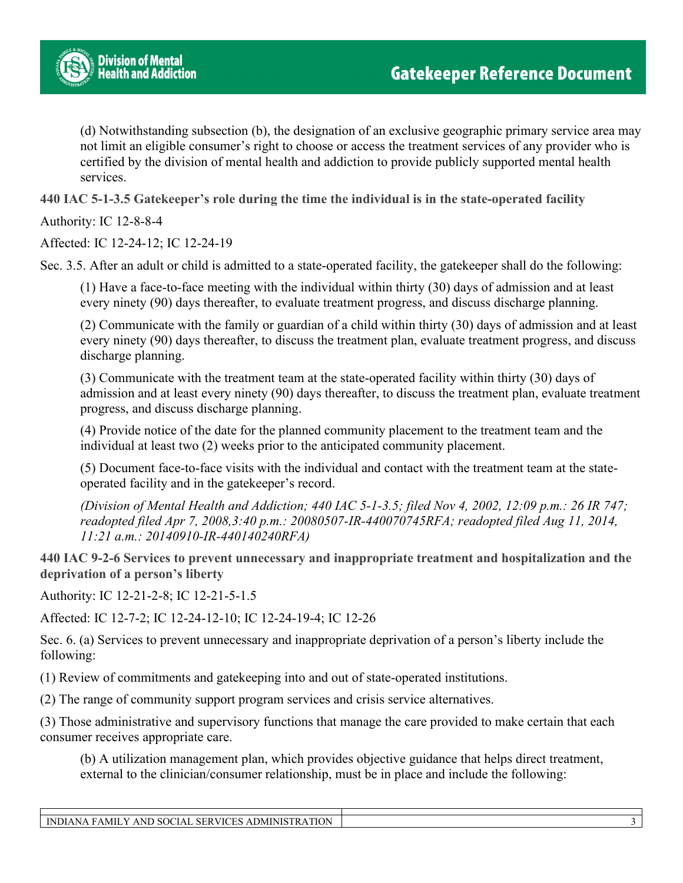(d) Notwithstanding subsection (b), the designation of an exclusive geographic primary service area may not limit an eligible consumer's right to choose or access the treatment services of any provider who is certified by the division of mental health and addiction to provide publicly supported mental health services.

**440 IAC 5-1-3.5 Gatekeeper's role during the time the individual is in the state-operated facility**

Authority: IC 12-8-8-4

Affected: IC 12-24-12; IC 12-24-19

Sec. 3.5. After an adult or child is admitted to a state-operated facility, the gatekeeper shall do the following:

(1) Have a face-to-face meeting with the individual within thirty (30) days of admission and at least every ninety (90) days thereafter, to evaluate treatment progress, and discuss discharge planning.

(2) Communicate with the family or guardian of a child within thirty (30) days of admission and at least every ninety (90) days thereafter, to discuss the treatment plan, evaluate treatment progress, and discuss discharge planning.

(3) Communicate with the treatment team at the state-operated facility within thirty (30) days of admission and at least every ninety (90) days thereafter, to discuss the treatment plan, evaluate treatment progress, and discuss discharge planning.

(4) Provide notice of the date for the planned community placement to the treatment team and the individual at least two (2) weeks prior to the anticipated community placement.

(5) Document face-to-face visits with the individual and contact with the treatment team at the state-operated facility and in the gatekeeper's record.

*(Division of Mental Health and Addiction; 440 IAC 5-1-3.5; filed Nov 4, 2002, 12:09 p.m.: 26 IR 747; readopted filed Apr 7, 2008,3:40 p.m.: 20080507-IR-440070745RFA; readopted filed Aug 11, 2014, 11:21 a.m.: 20140910-IR-440140240RFA)*

**440 IAC 9-2-6 Services to prevent unnecessary and inappropriate treatment and hospitalization and the deprivation of a person's liberty**

Authority: IC 12-21-2-8; IC 12-21-5-1.5

Affected: IC 12-7-2; IC 12-24-12-10; IC 12-24-19-4; IC 12-26

Sec. 6. (a) Services to prevent unnecessary and inappropriate deprivation of a person's liberty include the following:

(1) Review of commitments and gatekeeping into and out of state-operated institutions.

(2) The range of community support program services and crisis service alternatives.

(3) Those administrative and supervisory functions that manage the care provided to make certain that each consumer receives appropriate care.

(b) A utilization management plan, which provides objective guidance that helps direct treatment, external to the clinician/consumer relationship, must be in place and include the following: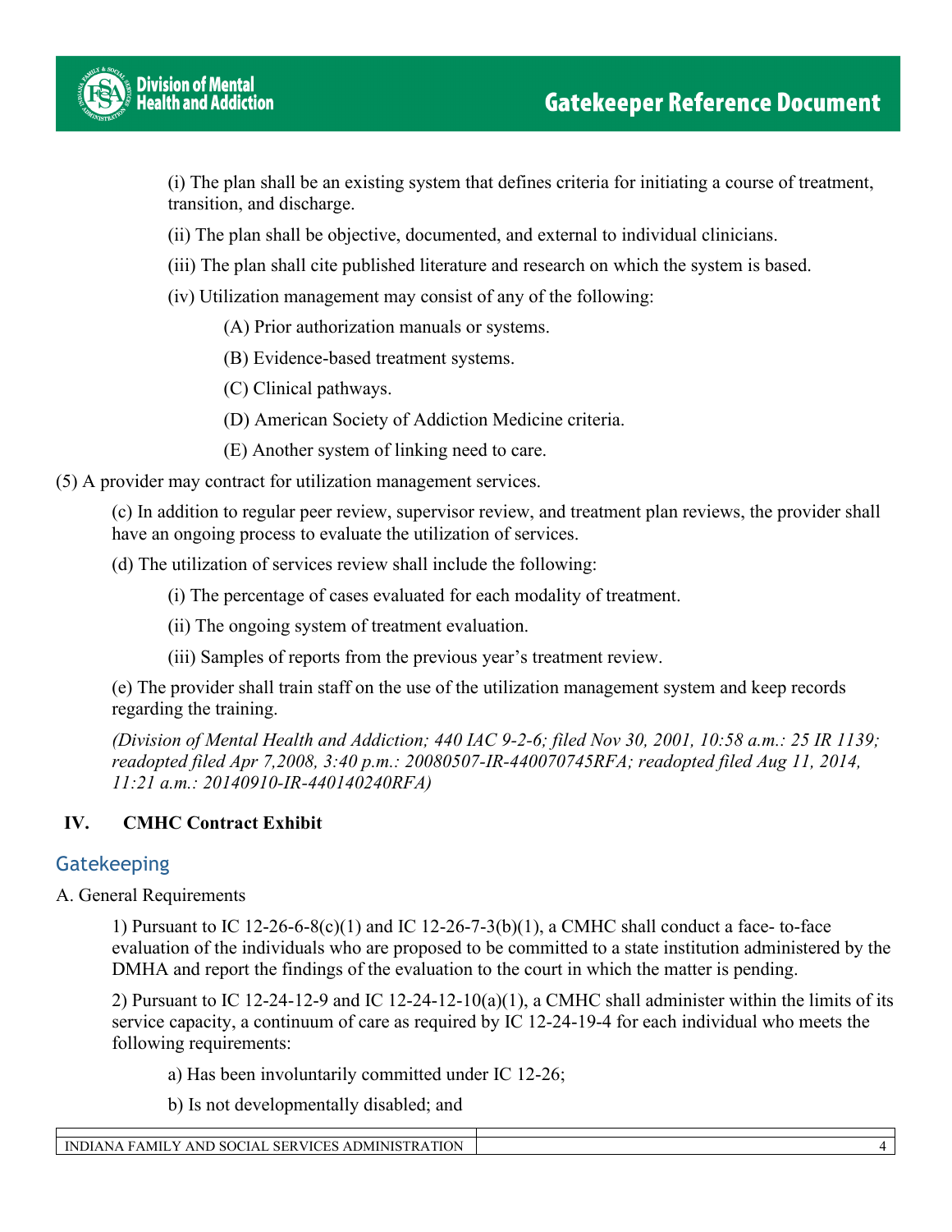(i) The plan shall be an existing system that defines criteria for initiating a course of treatment, transition, and discharge.

(ii) The plan shall be objective, documented, and external to individual clinicians.

(iii) The plan shall cite published literature and research on which the system is based.

(iv) Utilization management may consist of any of the following:

(A) Prior authorization manuals or systems.

(B) Evidence-based treatment systems.

(C) Clinical pathways.

(D) American Society of Addiction Medicine criteria.

(E) Another system of linking need to care.

(5) A provider may contract for utilization management services.

(c) In addition to regular peer review, supervisor review, and treatment plan reviews, the provider shall have an ongoing process to evaluate the utilization of services.

(d) The utilization of services review shall include the following:

(i) The percentage of cases evaluated for each modality of treatment.

(ii) The ongoing system of treatment evaluation.

(iii) Samples of reports from the previous year's treatment review.

(e) The provider shall train staff on the use of the utilization management system and keep records regarding the training.

*(Division of Mental Health and Addiction; 440 IAC 9-2-6; filed Nov 30, 2001, 10:58 a.m.: 25 IR 1139; readopted filed Apr 7,2008, 3:40 p.m.: 20080507-IR-440070745RFA; readopted filed Aug 11, 2014, 11:21 a.m.: 20140910-IR-440140240RFA)*

## IV. CMHC Contract Exhibit

### Gatekeeping

A. General Requirements

1) Pursuant to IC 12-26-6-8(c)(1) and IC 12-26-7-3(b)(1), a CMHC shall conduct a face- to-face evaluation of the individuals who are proposed to be committed to a state institution administered by the DMHA and report the findings of the evaluation to the court in which the matter is pending.

2) Pursuant to IC 12-24-12-9 and IC 12-24-12-10(a)(1), a CMHC shall administer within the limits of its service capacity, a continuum of care as required by IC 12-24-19-4 for each individual who meets the following requirements:

a) Has been involuntarily committed under IC 12-26;

b) Is not developmentally disabled; and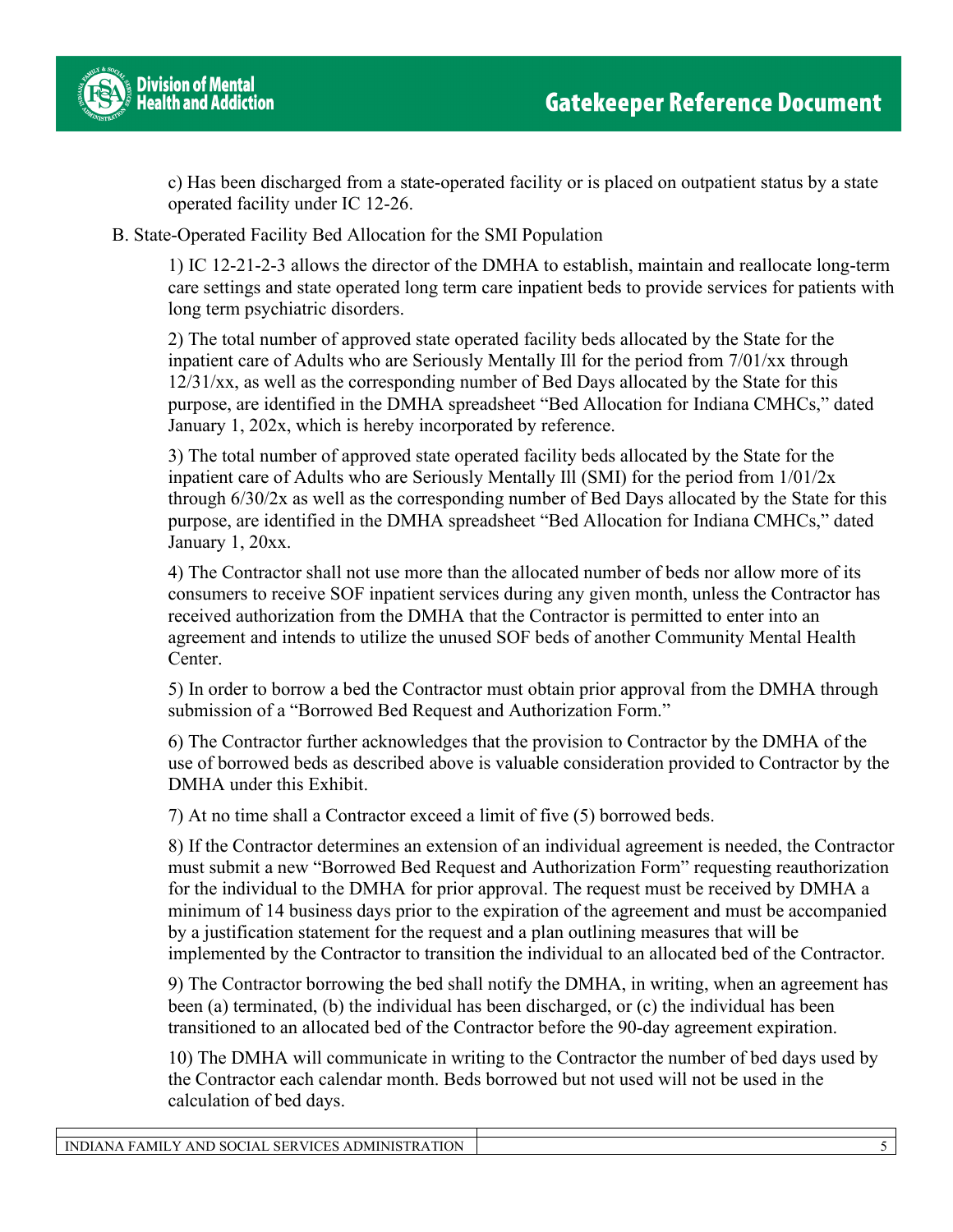c) Has been discharged from a state-operated facility or is placed on outpatient status by a state operated facility under IC 12-26.

B. State-Operated Facility Bed Allocation for the SMI Population

1) IC 12-21-2-3 allows the director of the DMHA to establish, maintain and reallocate long-term care settings and state operated long term care inpatient beds to provide services for patients with long term psychiatric disorders.

2) The total number of approved state operated facility beds allocated by the State for the inpatient care of Adults who are Seriously Mentally Ill for the period from 7/01/xx through 12/31/xx, as well as the corresponding number of Bed Days allocated by the State for this purpose, are identified in the DMHA spreadsheet "Bed Allocation for Indiana CMHCs," dated January 1, 202x, which is hereby incorporated by reference.

3) The total number of approved state operated facility beds allocated by the State for the inpatient care of Adults who are Seriously Mentally Ill (SMI) for the period from 1/01/2x through 6/30/2x as well as the corresponding number of Bed Days allocated by the State for this purpose, are identified in the DMHA spreadsheet "Bed Allocation for Indiana CMHCs," dated January 1, 20xx.

4) The Contractor shall not use more than the allocated number of beds nor allow more of its consumers to receive SOF inpatient services during any given month, unless the Contractor has received authorization from the DMHA that the Contractor is permitted to enter into an agreement and intends to utilize the unused SOF beds of another Community Mental Health Center.

5) In order to borrow a bed the Contractor must obtain prior approval from the DMHA through submission of a "Borrowed Bed Request and Authorization Form."

6) The Contractor further acknowledges that the provision to Contractor by the DMHA of the use of borrowed beds as described above is valuable consideration provided to Contractor by the DMHA under this Exhibit.

7) At no time shall a Contractor exceed a limit of five (5) borrowed beds.

8) If the Contractor determines an extension of an individual agreement is needed, the Contractor must submit a new "Borrowed Bed Request and Authorization Form" requesting reauthorization for the individual to the DMHA for prior approval. The request must be received by DMHA a minimum of 14 business days prior to the expiration of the agreement and must be accompanied by a justification statement for the request and a plan outlining measures that will be implemented by the Contractor to transition the individual to an allocated bed of the Contractor.

9) The Contractor borrowing the bed shall notify the DMHA, in writing, when an agreement has been (a) terminated, (b) the individual has been discharged, or (c) the individual has been transitioned to an allocated bed of the Contractor before the 90-day agreement expiration.

10) The DMHA will communicate in writing to the Contractor the number of bed days used by the Contractor each calendar month. Beds borrowed but not used will not be used in the calculation of bed days.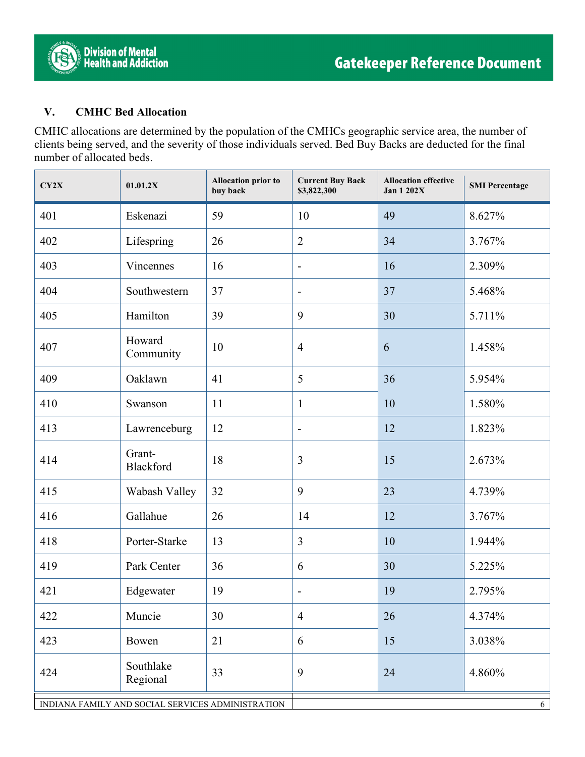## V. CMHC Bed Allocation

CMHC allocations are determined by the population of the CMHCs geographic service area, the number of clients being served, and the severity of those individuals served. Bed Buy Backs are deducted for the final number of allocated beds.

| CY2X | 01.01.2X | Allocation prior to buy back | Current Buy Back $3,822,300 | Allocation effective Jan 1 202X | SMI Percentage |
|---|---|---|---|---|---|
| 401 | Eskenazi | 59 | 10 | 49 | 8.627% |
| 402 | Lifespring | 26 | 2 | 34 | 3.767% |
| 403 | Vincennes | 16 | - | 16 | 2.309% |
| 404 | Southwestern | 37 | - | 37 | 5.468% |
| 405 | Hamilton | 39 | 9 | 30 | 5.711% |
| 407 | Howard Community | 10 | 4 | 6 | 1.458% |
| 409 | Oaklawn | 41 | 5 | 36 | 5.954% |
| 410 | Swanson | 11 | 1 | 10 | 1.580% |
| 413 | Lawrenceburg | 12 | - | 12 | 1.823% |
| 414 | Grant-Blackford | 18 | 3 | 15 | 2.673% |
| 415 | Wabash Valley | 32 | 9 | 23 | 4.739% |
| 416 | Gallahue | 26 | 14 | 12 | 3.767% |
| 418 | Porter-Starke | 13 | 3 | 10 | 1.944% |
| 419 | Park Center | 36 | 6 | 30 | 5.225% |
| 421 | Edgewater | 19 | - | 19 | 2.795% |
| 422 | Muncie | 30 | 4 | 26 | 4.374% |
| 423 | Bowen | 21 | 6 | 15 | 3.038% |
| 424 | Southlake Regional | 33 | 9 | 24 | 4.860% |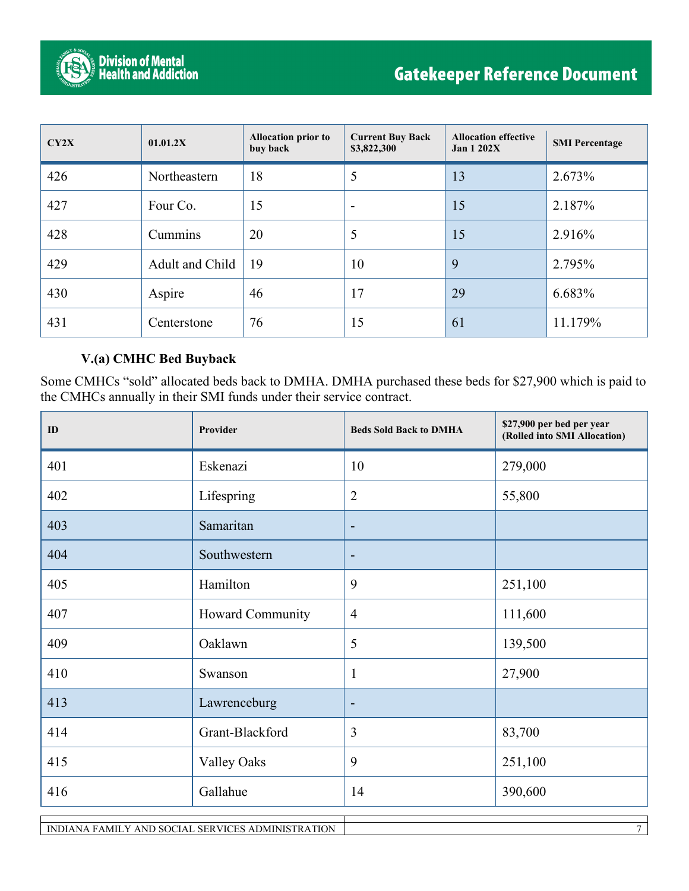| CY2X | 01.01.2X | Allocation prior to buy back | Current Buy Back $3,822,300 | Allocation effective Jan 1 202X | SMI Percentage |
|---|---|---|---|---|---|
| 426 | Northeastern | 18 | 5 | 13 | 2.673% |
| 427 | Four Co. | 15 | - | 15 | 2.187% |
| 428 | Cummins | 20 | 5 | 15 | 2.916% |
| 429 | Adult and Child | 19 | 10 | 9 | 2.795% |
| 430 | Aspire | 46 | 17 | 29 | 6.683% |
| 431 | Centerstone | 76 | 15 | 61 | 11.179% |

### V.(a) CMHC Bed Buyback

Some CMHCs "sold" allocated beds back to DMHA. DMHA purchased these beds for $27,900 which is paid to the CMHCs annually in their SMI funds under their service contract.

| ID | Provider | Beds Sold Back to DMHA | $27,900 per bed per year (Rolled into SMI Allocation) |
|---|---|---|---|
| 401 | Eskenazi | 10 | 279,000 |
| 402 | Lifespring | 2 | 55,800 |
| 403 | Samaritan | - | |
| 404 | Southwestern | - | |
| 405 | Hamilton | 9 | 251,100 |
| 407 | Howard Community | 4 | 111,600 |
| 409 | Oaklawn | 5 | 139,500 |
| 410 | Swanson | 1 | 27,900 |
| 413 | Lawrenceburg | - | |
| 414 | Grant-Blackford | 3 | 83,700 |
| 415 | Valley Oaks | 9 | 251,100 |
| 416 | Gallahue | 14 | 390,600 |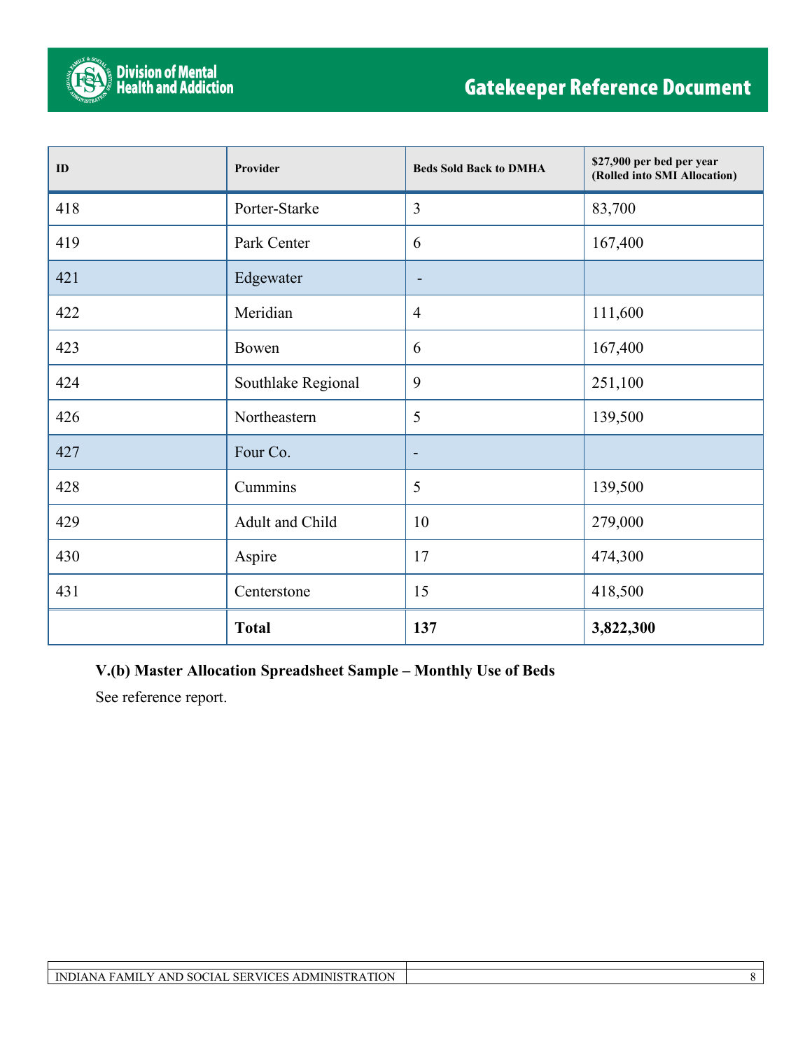| ID | Provider | Beds Sold Back to DMHA | $27,900 per bed per year (Rolled into SMI Allocation) |
|---|---|---|---|
| 418 | Porter-Starke | 3 | 83,700 |
| 419 | Park Center | 6 | 167,400 |
| 421 | Edgewater | - | |
| 422 | Meridian | 4 | 111,600 |
| 423 | Bowen | 6 | 167,400 |
| 424 | Southlake Regional | 9 | 251,100 |
| 426 | Northeastern | 5 | 139,500 |
| 427 | Four Co. | - | |
| 428 | Cummins | 5 | 139,500 |
| 429 | Adult and Child | 10 | 279,000 |
| 430 | Aspire | 17 | 474,300 |
| 431 | Centerstone | 15 | 418,500 |
| | **Total** | **137** | **3,822,300** |

**V.(b) Master Allocation Spreadsheet Sample – Monthly Use of Beds**

See reference report.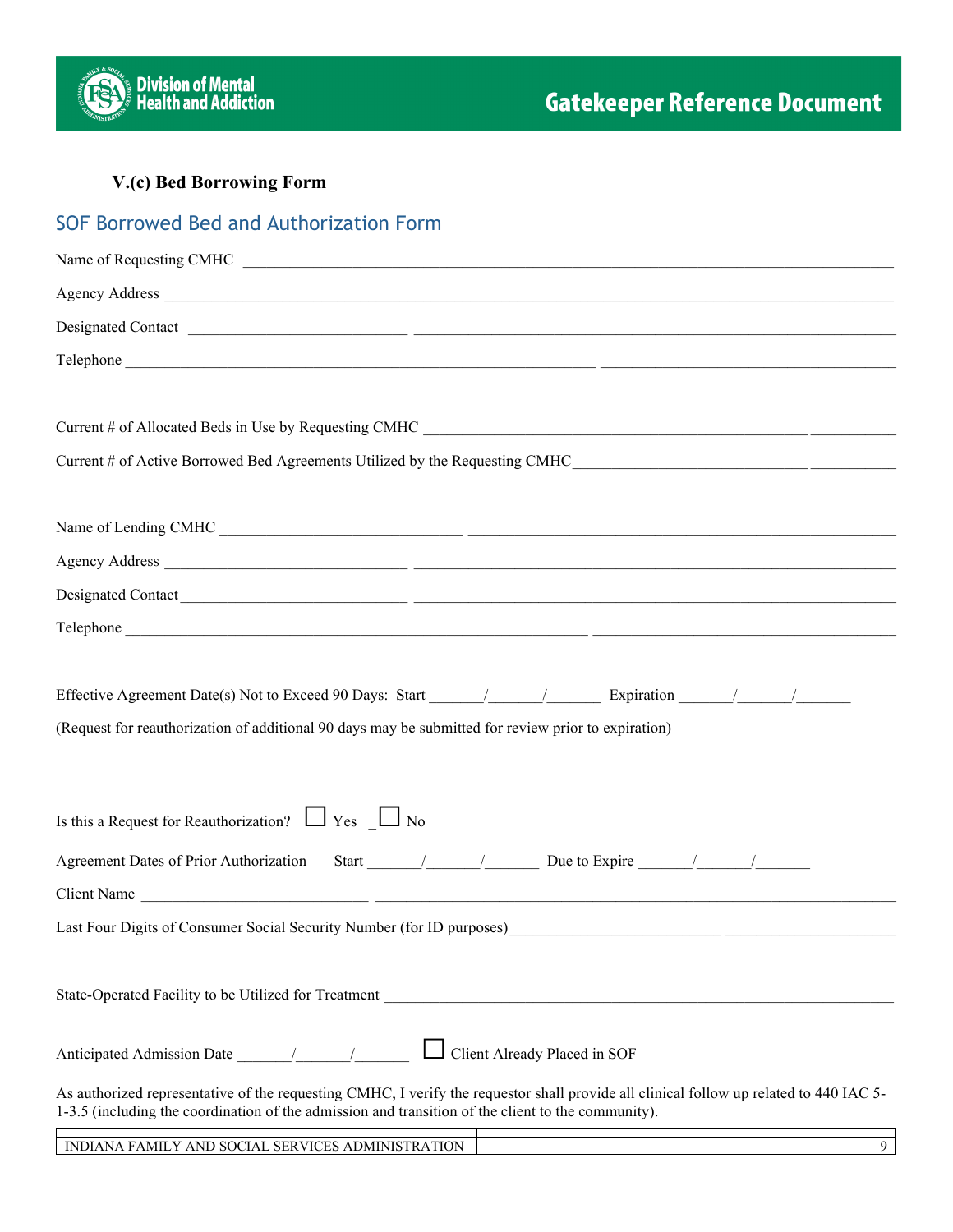### V.(c) Bed Borrowing Form

## SOF Borrowed Bed and Authorization Form

Name of Requesting CMHC ______________________________________________

Agency Address ______________________________________________

Designated Contact ______________________________________________

Telephone ______________________________________________

Current # of Allocated Beds in Use by Requesting CMHC ______________________________

Current # of Active Borrowed Bed Agreements Utilized by the Requesting CMHC ______________________________

Name of Lending CMHC ______________________________________________

Agency Address ______________________________________________

Designated Contact ______________________________________________

Telephone ______________________________________________

Effective Agreement Date(s) Not to Exceed 90 Days: Start ______/______/______ Expiration ______/______/______

(Request for reauthorization of additional 90 days may be submitted for review prior to expiration)

Is this a Request for Reauthorization? ☐ Yes ☐ No

Agreement Dates of Prior Authorization Start ______/______/______ Due to Expire ______/______/______

Client Name ______________________________________________

Last Four Digits of Consumer Social Security Number (for ID purposes) ______________________________

State-Operated Facility to be Utilized for Treatment ______________________________________________

Anticipated Admission Date ______/______/______ ☐ Client Already Placed in SOF

As authorized representative of the requesting CMHC, I verify the requestor shall provide all clinical follow up related to 440 IAC 5-1-3.5 (including the coordination of the admission and transition of the client to the community).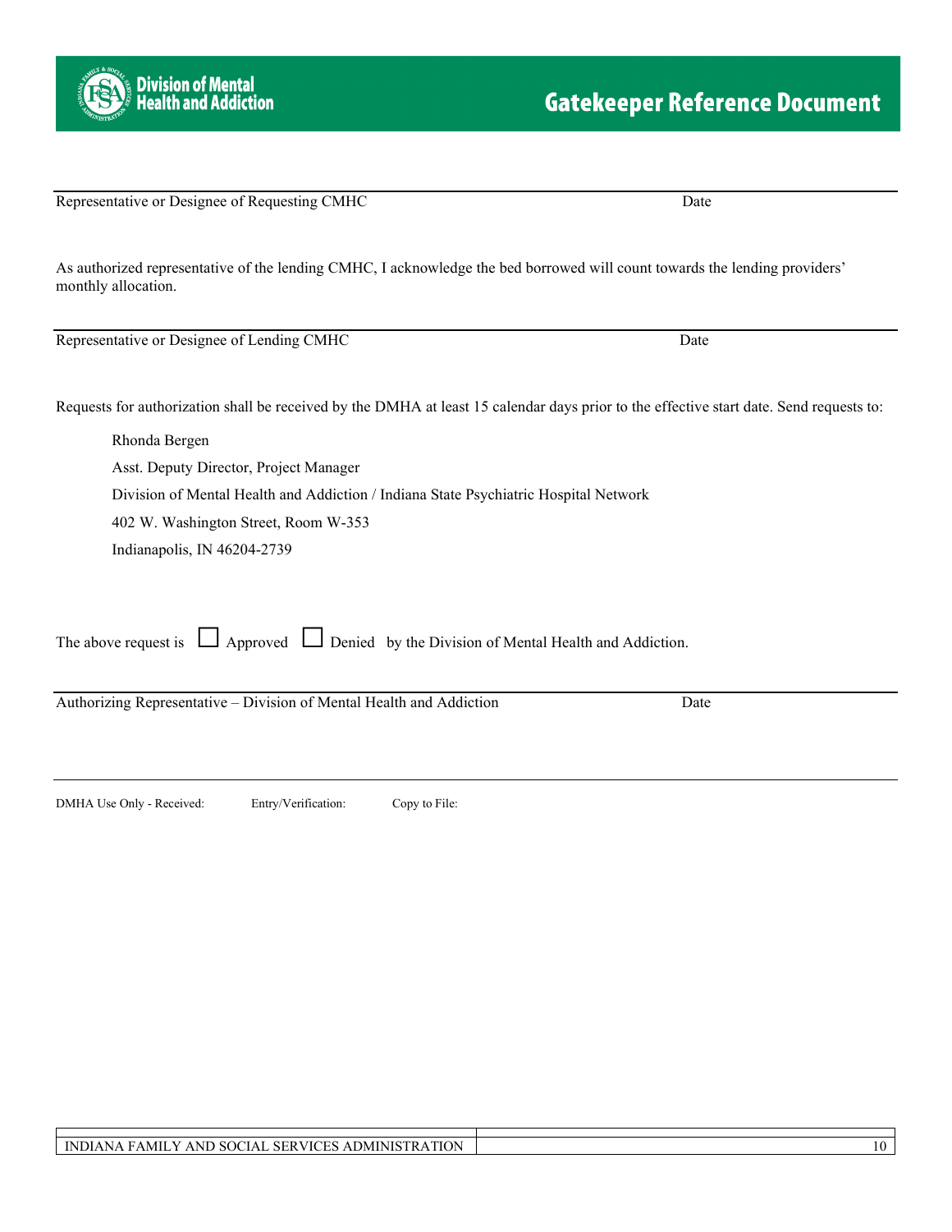Representative or Designee of Requesting CMHC Date

As authorized representative of the lending CMHC, I acknowledge the bed borrowed will count towards the lending providers' monthly allocation.

Representative or Designee of Lending CMHC Date

Requests for authorization shall be received by the DMHA at least 15 calendar days prior to the effective start date. Send requests to:

Rhonda Bergen
Asst. Deputy Director, Project Manager
Division of Mental Health and Addiction / Indiana State Psychiatric Hospital Network
402 W. Washington Street, Room W-353
Indianapolis, IN 46204-2739

The above request is ☐ Approved ☐ Denied by the Division of Mental Health and Addiction.

Authorizing Representative – Division of Mental Health and Addiction Date

DMHA Use Only - Received: Entry/Verification: Copy to File: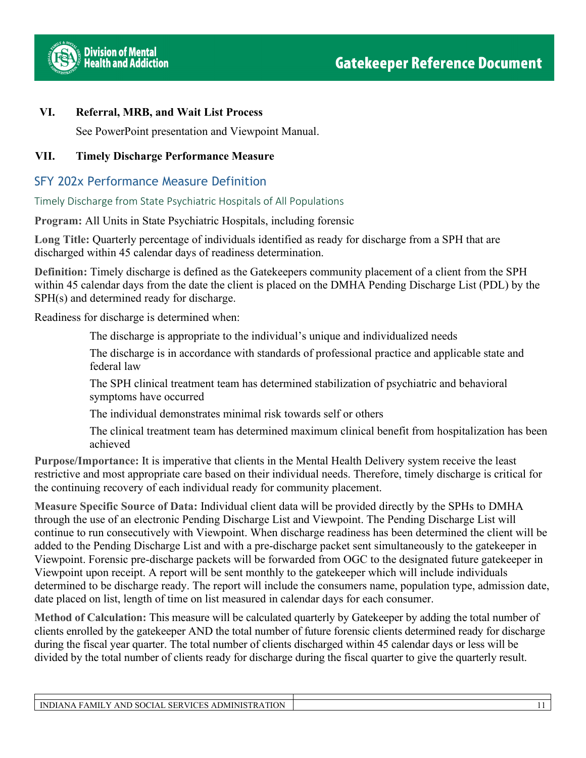## VI. Referral, MRB, and Wait List Process

See PowerPoint presentation and Viewpoint Manual.

## VII. Timely Discharge Performance Measure

### SFY 202x Performance Measure Definition

#### Timely Discharge from State Psychiatric Hospitals of All Populations

**Program:** All Units in State Psychiatric Hospitals, including forensic

**Long Title:** Quarterly percentage of individuals identified as ready for discharge from a SPH that are discharged within 45 calendar days of readiness determination.

**Definition:** Timely discharge is defined as the Gatekeepers community placement of a client from the SPH within 45 calendar days from the date the client is placed on the DMHA Pending Discharge List (PDL) by the SPH(s) and determined ready for discharge.

Readiness for discharge is determined when:

- The discharge is appropriate to the individual's unique and individualized needs
- The discharge is in accordance with standards of professional practice and applicable state and federal law
- The SPH clinical treatment team has determined stabilization of psychiatric and behavioral symptoms have occurred
- The individual demonstrates minimal risk towards self or others
- The clinical treatment team has determined maximum clinical benefit from hospitalization has been achieved

**Purpose/Importance:** It is imperative that clients in the Mental Health Delivery system receive the least restrictive and most appropriate care based on their individual needs. Therefore, timely discharge is critical for the continuing recovery of each individual ready for community placement.

**Measure Specific Source of Data:** Individual client data will be provided directly by the SPHs to DMHA through the use of an electronic Pending Discharge List and Viewpoint. The Pending Discharge List will continue to run consecutively with Viewpoint. When discharge readiness has been determined the client will be added to the Pending Discharge List and with a pre-discharge packet sent simultaneously to the gatekeeper in Viewpoint. Forensic pre-discharge packets will be forwarded from OGC to the designated future gatekeeper in Viewpoint upon receipt. A report will be sent monthly to the gatekeeper which will include individuals determined to be discharge ready. The report will include the consumers name, population type, admission date, date placed on list, length of time on list measured in calendar days for each consumer.

**Method of Calculation:** This measure will be calculated quarterly by Gatekeeper by adding the total number of clients enrolled by the gatekeeper AND the total number of future forensic clients determined ready for discharge during the fiscal year quarter. The total number of clients discharged within 45 calendar days or less will be divided by the total number of clients ready for discharge during the fiscal quarter to give the quarterly result.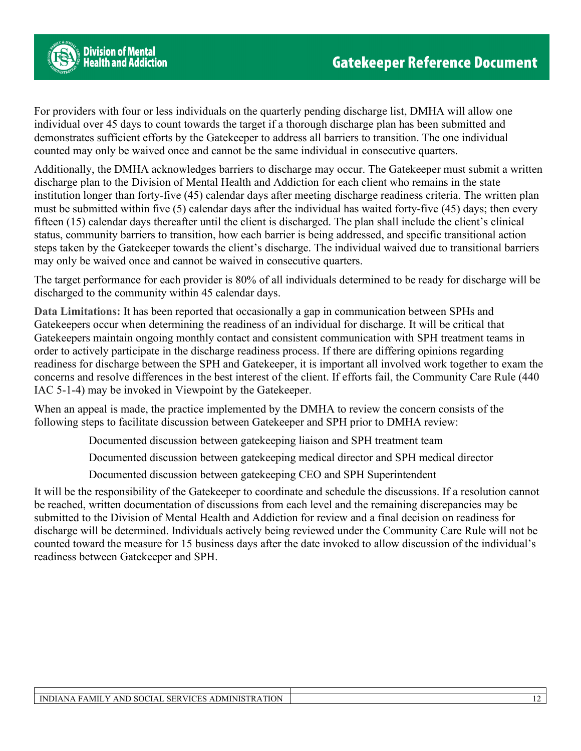For providers with four or less individuals on the quarterly pending discharge list, DMHA will allow one individual over 45 days to count towards the target if a thorough discharge plan has been submitted and demonstrates sufficient efforts by the Gatekeeper to address all barriers to transition. The one individual counted may only be waived once and cannot be the same individual in consecutive quarters.

Additionally, the DMHA acknowledges barriers to discharge may occur. The Gatekeeper must submit a written discharge plan to the Division of Mental Health and Addiction for each client who remains in the state institution longer than forty-five (45) calendar days after meeting discharge readiness criteria. The written plan must be submitted within five (5) calendar days after the individual has waited forty-five (45) days; then every fifteen (15) calendar days thereafter until the client is discharged. The plan shall include the client's clinical status, community barriers to transition, how each barrier is being addressed, and specific transitional action steps taken by the Gatekeeper towards the client's discharge. The individual waived due to transitional barriers may only be waived once and cannot be waived in consecutive quarters.

The target performance for each provider is 80% of all individuals determined to be ready for discharge will be discharged to the community within 45 calendar days.

**Data Limitations:** It has been reported that occasionally a gap in communication between SPHs and Gatekeepers occur when determining the readiness of an individual for discharge. It will be critical that Gatekeepers maintain ongoing monthly contact and consistent communication with SPH treatment teams in order to actively participate in the discharge readiness process. If there are differing opinions regarding readiness for discharge between the SPH and Gatekeeper, it is important all involved work together to exam the concerns and resolve differences in the best interest of the client. If efforts fail, the Community Care Rule (440 IAC 5-1-4) may be invoked in Viewpoint by the Gatekeeper.

When an appeal is made, the practice implemented by the DMHA to review the concern consists of the following steps to facilitate discussion between Gatekeeper and SPH prior to DMHA review:

- Documented discussion between gatekeeping liaison and SPH treatment team
- Documented discussion between gatekeeping medical director and SPH medical director
- Documented discussion between gatekeeping CEO and SPH Superintendent

It will be the responsibility of the Gatekeeper to coordinate and schedule the discussions. If a resolution cannot be reached, written documentation of discussions from each level and the remaining discrepancies may be submitted to the Division of Mental Health and Addiction for review and a final decision on readiness for discharge will be determined. Individuals actively being reviewed under the Community Care Rule will not be counted toward the measure for 15 business days after the date invoked to allow discussion of the individual's readiness between Gatekeeper and SPH.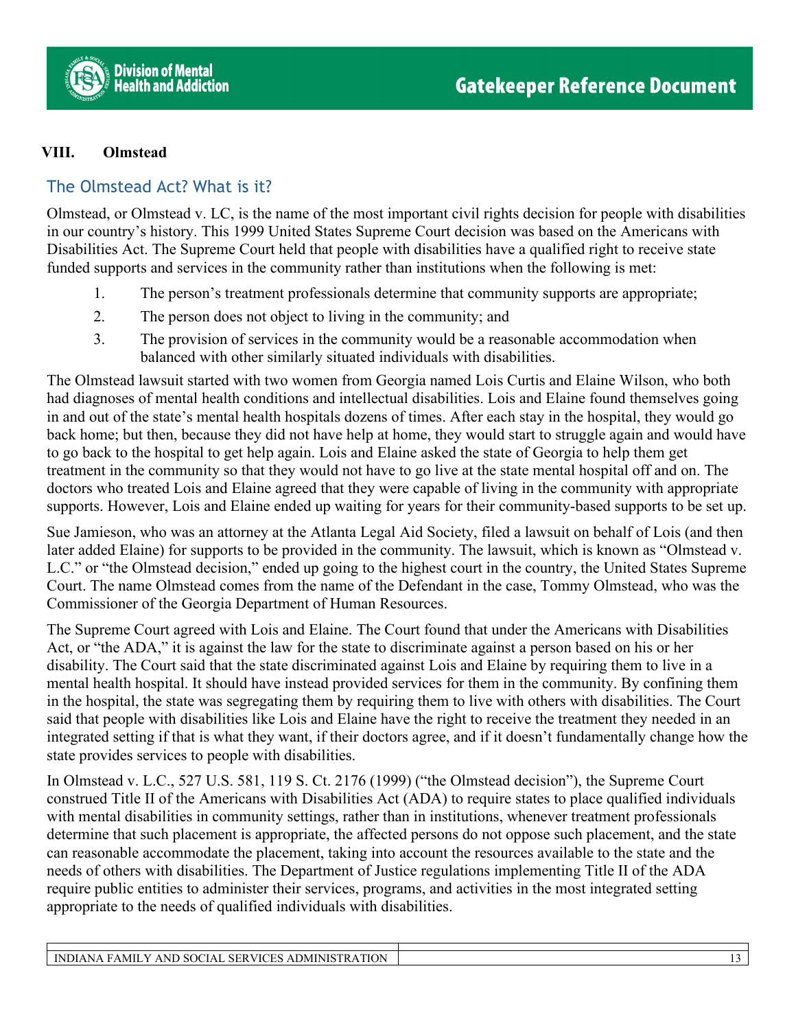## VIII. Olmstead

### The Olmstead Act? What is it?

Olmstead, or Olmstead v. LC, is the name of the most important civil rights decision for people with disabilities in our country's history. This 1999 United States Supreme Court decision was based on the Americans with Disabilities Act. The Supreme Court held that people with disabilities have a qualified right to receive state funded supports and services in the community rather than institutions when the following is met:

1. The person's treatment professionals determine that community supports are appropriate;
2. The person does not object to living in the community; and
3. The provision of services in the community would be a reasonable accommodation when balanced with other similarly situated individuals with disabilities.

The Olmstead lawsuit started with two women from Georgia named Lois Curtis and Elaine Wilson, who both had diagnoses of mental health conditions and intellectual disabilities. Lois and Elaine found themselves going in and out of the state's mental health hospitals dozens of times. After each stay in the hospital, they would go back home; but then, because they did not have help at home, they would start to struggle again and would have to go back to the hospital to get help again. Lois and Elaine asked the state of Georgia to help them get treatment in the community so that they would not have to go live at the state mental hospital off and on. The doctors who treated Lois and Elaine agreed that they were capable of living in the community with appropriate supports. However, Lois and Elaine ended up waiting for years for their community-based supports to be set up.

Sue Jamieson, who was an attorney at the Atlanta Legal Aid Society, filed a lawsuit on behalf of Lois (and then later added Elaine) for supports to be provided in the community. The lawsuit, which is known as "Olmstead v. L.C." or "the Olmstead decision," ended up going to the highest court in the country, the United States Supreme Court. The name Olmstead comes from the name of the Defendant in the case, Tommy Olmstead, who was the Commissioner of the Georgia Department of Human Resources.

The Supreme Court agreed with Lois and Elaine. The Court found that under the Americans with Disabilities Act, or "the ADA," it is against the law for the state to discriminate against a person based on his or her disability. The Court said that the state discriminated against Lois and Elaine by requiring them to live in a mental health hospital. It should have instead provided services for them in the community. By confining them in the hospital, the state was segregating them by requiring them to live with others with disabilities. The Court said that people with disabilities like Lois and Elaine have the right to receive the treatment they needed in an integrated setting if that is what they want, if their doctors agree, and if it doesn't fundamentally change how the state provides services to people with disabilities.

In Olmstead v. L.C., 527 U.S. 581, 119 S. Ct. 2176 (1999) ("the Olmstead decision"), the Supreme Court construed Title II of the Americans with Disabilities Act (ADA) to require states to place qualified individuals with mental disabilities in community settings, rather than in institutions, whenever treatment professionals determine that such placement is appropriate, the affected persons do not oppose such placement, and the state can reasonable accommodate the placement, taking into account the resources available to the state and the needs of others with disabilities. The Department of Justice regulations implementing Title II of the ADA require public entities to administer their services, programs, and activities in the most integrated setting appropriate to the needs of qualified individuals with disabilities.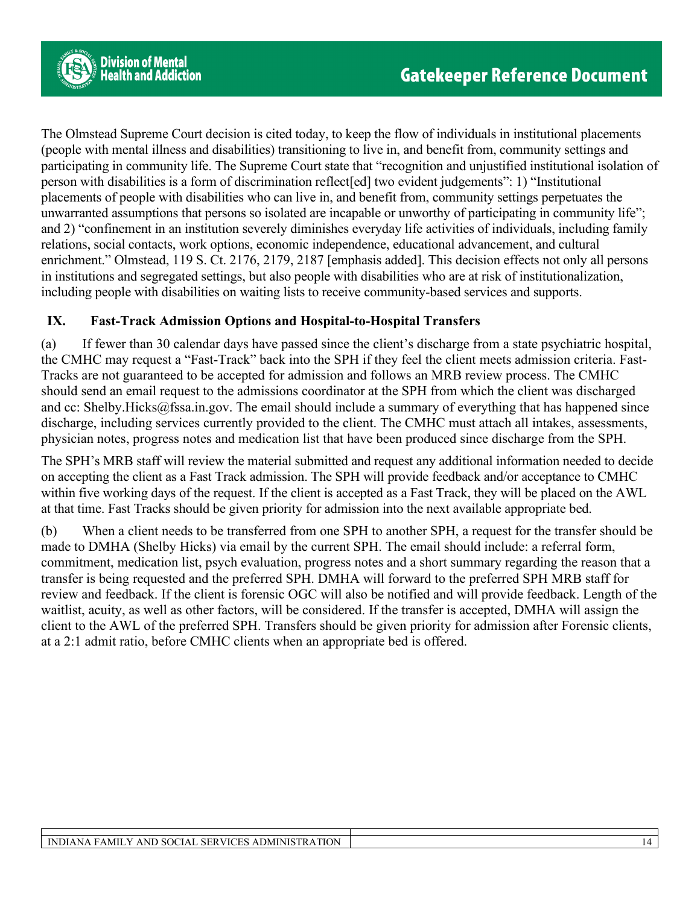The Olmstead Supreme Court decision is cited today, to keep the flow of individuals in institutional placements (people with mental illness and disabilities) transitioning to live in, and benefit from, community settings and participating in community life. The Supreme Court state that "recognition and unjustified institutional isolation of person with disabilities is a form of discrimination reflect[ed] two evident judgements": 1) "Institutional placements of people with disabilities who can live in, and benefit from, community settings perpetuates the unwarranted assumptions that persons so isolated are incapable or unworthy of participating in community life"; and 2) "confinement in an institution severely diminishes everyday life activities of individuals, including family relations, social contacts, work options, economic independence, educational advancement, and cultural enrichment." Olmstead, 119 S. Ct. 2176, 2179, 2187 [emphasis added]. This decision effects not only all persons in institutions and segregated settings, but also people with disabilities who are at risk of institutionalization, including people with disabilities on waiting lists to receive community-based services and supports.

## IX. Fast-Track Admission Options and Hospital-to-Hospital Transfers

(a) If fewer than 30 calendar days have passed since the client's discharge from a state psychiatric hospital, the CMHC may request a "Fast-Track" back into the SPH if they feel the client meets admission criteria. Fast-Tracks are not guaranteed to be accepted for admission and follows an MRB review process. The CMHC should send an email request to the admissions coordinator at the SPH from which the client was discharged and cc: Shelby.Hicks@fssa.in.gov. The email should include a summary of everything that has happened since discharge, including services currently provided to the client. The CMHC must attach all intakes, assessments, physician notes, progress notes and medication list that have been produced since discharge from the SPH.

The SPH's MRB staff will review the material submitted and request any additional information needed to decide on accepting the client as a Fast Track admission. The SPH will provide feedback and/or acceptance to CMHC within five working days of the request. If the client is accepted as a Fast Track, they will be placed on the AWL at that time. Fast Tracks should be given priority for admission into the next available appropriate bed.

(b) When a client needs to be transferred from one SPH to another SPH, a request for the transfer should be made to DMHA (Shelby Hicks) via email by the current SPH. The email should include: a referral form, commitment, medication list, psych evaluation, progress notes and a short summary regarding the reason that a transfer is being requested and the preferred SPH. DMHA will forward to the preferred SPH MRB staff for review and feedback. If the client is forensic OGC will also be notified and will provide feedback. Length of the waitlist, acuity, as well as other factors, will be considered. If the transfer is accepted, DMHA will assign the client to the AWL of the preferred SPH. Transfers should be given priority for admission after Forensic clients, at a 2:1 admit ratio, before CMHC clients when an appropriate bed is offered.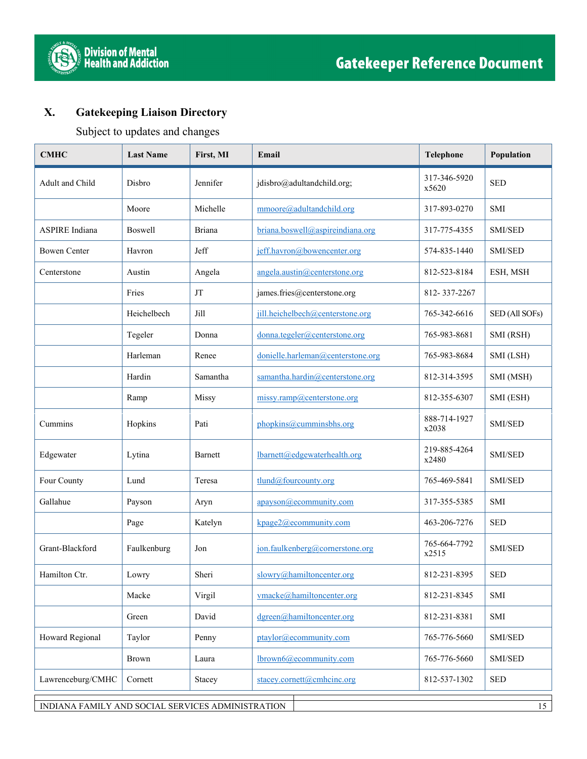## X. Gatekeeping Liaison Directory

Subject to updates and changes

| CMHC | Last Name | First, MI | Email | Telephone | Population |
|---|---|---|---|---|---|
| Adult and Child | Disbro | Jennifer | jdisbro@adultandchild.org; | 317-346-5920 x5620 | SED |
| | Moore | Michelle | mmoore@adultandchild.org | 317-893-0270 | SMI |
| ASPIRE Indiana | Boswell | Briana | briana.boswell@aspireindiana.org | 317-775-4355 | SMI/SED |
| Bowen Center | Havron | Jeff | jeff.havron@bowencenter.org | 574-835-1440 | SMI/SED |
| Centerstone | Austin | Angela | angela.austin@centerstone.org | 812-523-8184 | ESH, MSH |
| | Fries | JT | james.fries@centerstone.org | 812- 337-2267 | |
| | Heichelbech | Jill | jill.heichelbech@centerstone.org | 765-342-6616 | SED (All SOFs) |
| | Tegeler | Donna | donna.tegeler@centerstone.org | 765-983-8681 | SMI (RSH) |
| | Harleman | Renee | donielle.harleman@centerstone.org | 765-983-8684 | SMI (LSH) |
| | Hardin | Samantha | samantha.hardin@centerstone.org | 812-314-3595 | SMI (MSH) |
| | Ramp | Missy | missy.ramp@centerstone.org | 812-355-6307 | SMI (ESH) |
| Cummins | Hopkins | Pati | phopkins@cumminsbhs.org | 888-714-1927 x2038 | SMI/SED |
| Edgewater | Lytina | Barnett | lbarnett@edgewaterhealth.org | 219-885-4264 x2480 | SMI/SED |
| Four County | Lund | Teresa | tlund@fourcounty.org | 765-469-5841 | SMI/SED |
| Gallahue | Payson | Aryn | apayson@ecommunity.com | 317-355-5385 | SMI |
| | Page | Katelyn | kpage2@ecommunity.com | 463-206-7276 | SED |
| Grant-Blackford | Faulkenburg | Jon | jon.faulkenberg@cornerstone.org | 765-664-7792 x2515 | SMI/SED |
| Hamilton Ctr. | Lowry | Sheri | slowry@hamiltoncenter.org | 812-231-8395 | SED |
| | Macke | Virgil | vmacke@hamiltoncenter.org | 812-231-8345 | SMI |
| | Green | David | dgreen@hamiltoncenter.org | 812-231-8381 | SMI |
| Howard Regional | Taylor | Penny | ptaylor@ecommunity.com | 765-776-5660 | SMI/SED |
| | Brown | Laura | lbrown6@ecommunity.com | 765-776-5660 | SMI/SED |
| Lawrenceburg/CMHC | Cornett | Stacey | stacey.cornett@cmhcinc.org | 812-537-1302 | SED |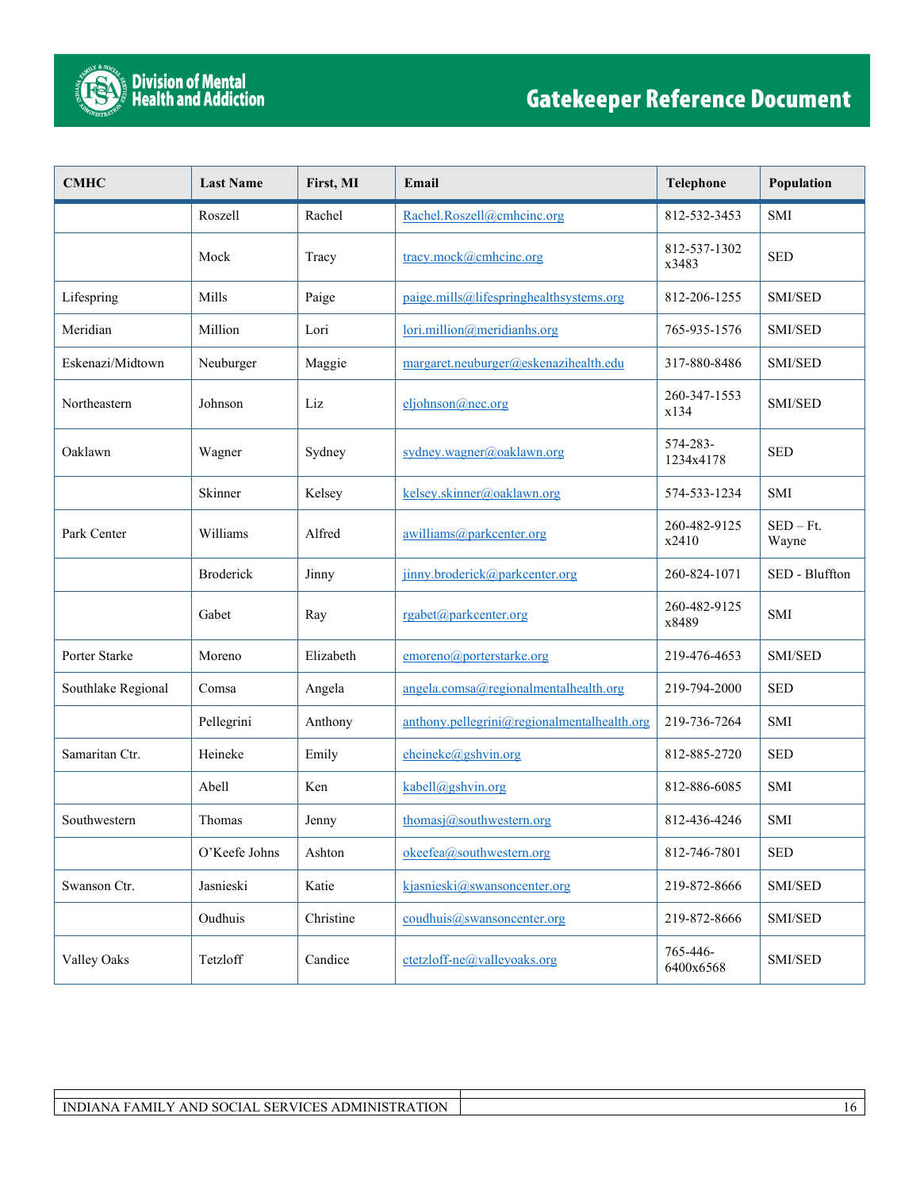| CMHC | Last Name | First, MI | Email | Telephone | Population |
|---|---|---|---|---|---|
| | Roszell | Rachel | Rachel.Roszell@cmhcinc.org | 812-532-3453 | SMI |
| | Mock | Tracy | tracy.mock@cmhcinc.org | 812-537-1302 x3483 | SED |
| Lifespring | Mills | Paige | paige.mills@lifespringhealthsystems.org | 812-206-1255 | SMI/SED |
| Meridian | Million | Lori | lori.million@meridianhs.org | 765-935-1576 | SMI/SED |
| Eskenazi/Midtown | Neuburger | Maggie | margaret.neuburger@eskenazihealth.edu | 317-880-8486 | SMI/SED |
| Northeastern | Johnson | Liz | eljohnson@nec.org | 260-347-1553 x134 | SMI/SED |
| Oaklawn | Wagner | Sydney | sydney.wagner@oaklawn.org | 574-283-1234x4178 | SED |
| | Skinner | Kelsey | kelsey.skinner@oaklawn.org | 574-533-1234 | SMI |
| Park Center | Williams | Alfred | awilliams@parkcenter.org | 260-482-9125 x2410 | SED – Ft. Wayne |
| | Broderick | Jinny | jinny.broderick@parkcenter.org | 260-824-1071 | SED - Bluffton |
| | Gabet | Ray | rgabet@parkcenter.org | 260-482-9125 x8489 | SMI |
| Porter Starke | Moreno | Elizabeth | emoreno@porterstarke.org | 219-476-4653 | SMI/SED |
| Southlake Regional | Comsa | Angela | angela.comsa@regionalmentalhealth.org | 219-794-2000 | SED |
| | Pellegrini | Anthony | anthony.pellegrini@regionalmentalhealth.org | 219-736-7264 | SMI |
| Samaritan Ctr. | Heineke | Emily | eheineke@gshvin.org | 812-885-2720 | SED |
| | Abell | Ken | kabell@gshvin.org | 812-886-6085 | SMI |
| Southwestern | Thomas | Jenny | thomasj@southwestern.org | 812-436-4246 | SMI |
| | O'Keefe Johns | Ashton | okeefea@southwestern.org | 812-746-7801 | SED |
| Swanson Ctr. | Jasnieski | Katie | kjasnieski@swansoncenter.org | 219-872-8666 | SMI/SED |
| | Oudhuis | Christine | coudhuis@swansoncenter.org | 219-872-8666 | SMI/SED |
| Valley Oaks | Tetzloff | Candice | ctetzloff-ne@valleyoaks.org | 765-446-6400x6568 | SMI/SED |